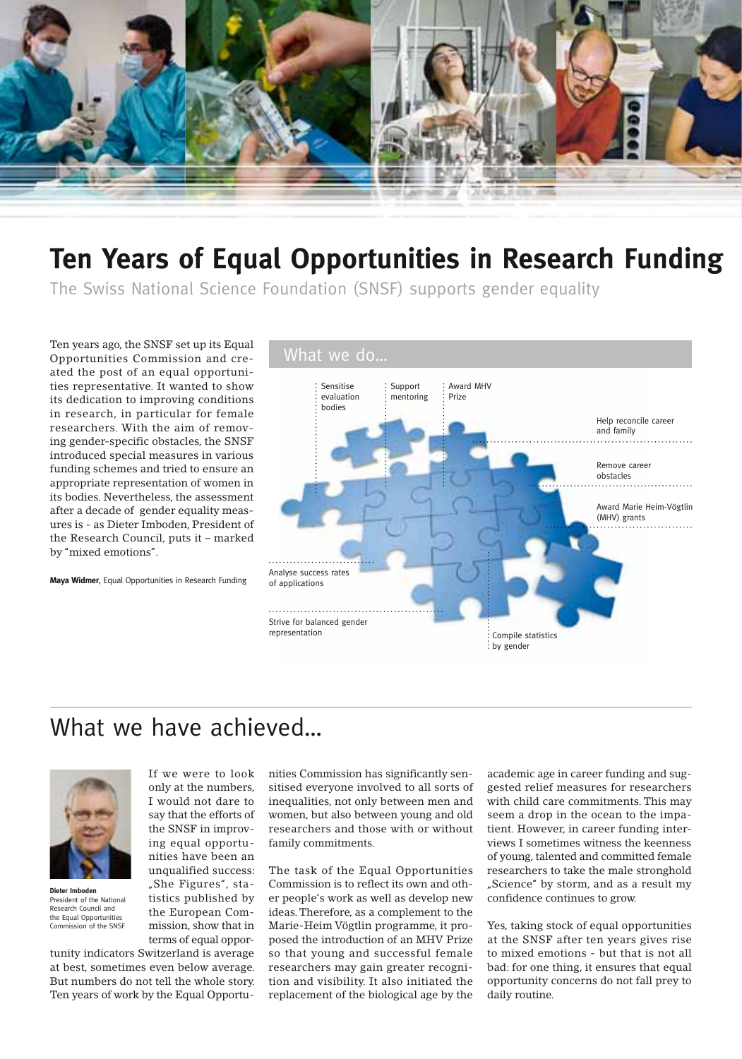# Ten Years of Equal Opportunities in Research Funding

The Swiss National Science Foundation (SNSF) supports gender equality

Ten years ago, the SNSF set up its Equal Opportunities Commission and created the post of an equal opportunities representative. It wanted to show its dedication to improving conditions in research, in particular for female researchers. With the aim of removing gender-specific obstacles, the SNSF introduced special measures in various funding schemes and tried to ensure an appropriate representation of women in its bodies. Nevertheless, the assessment after a decade of gender equality measures is - as Dieter Imboden, President of the Research Council, puts it – marked by "mixed emotions".

**Maya Widmer,** Equal Opportunities in Research Funding

## What we do...

- Sensitise evaluation bodies
- Support mentoring
- Award MHV Prize
- Help reconcile career and family
- Remove career obstacles
- Award Marie Heim-Vögtlin (MHV) grants
- Analyse success rates of applications
- Strive for balanced gender representation
- Compile statistics by gender

## What we have achieved...

**Dieter Imboden**
President of the National Research Council and the Equal Opportunities Commission of the SNSF

If we were to look only at the numbers, I would not dare to say that the efforts of the SNSF in improving equal opportunities have been an unqualified success: „She Figures", statistics published by the European Commission, show that in terms of equal opportunity indicators Switzerland is average at best, sometimes even below average. But numbers do not tell the whole story. Ten years of work by the Equal Opportunities Commission has significantly sensitised everyone involved to all sorts of inequalities, not only between men and women, but also between young and old researchers and those with or without family commitments.

The task of the Equal Opportunities Commission is to reflect its own and other people's work as well as develop new ideas. Therefore, as a complement to the Marie-Heim Vögtlin programme, it proposed the introduction of an MHV Prize so that young and successful female researchers may gain greater recognition and visibility. It also initiated the replacement of the biological age by the academic age in career funding and suggested relief measures for researchers with child care commitments. This may seem a drop in the ocean to the impatient. However, in career funding interviews I sometimes witness the keenness of young, talented and committed female researchers to take the male stronghold „Science" by storm, and as a result my confidence continues to grow.

Yes, taking stock of equal opportunities at the SNSF after ten years gives rise to mixed emotions - but that is not all bad: for one thing, it ensures that equal opportunity concerns do not fall prey to daily routine.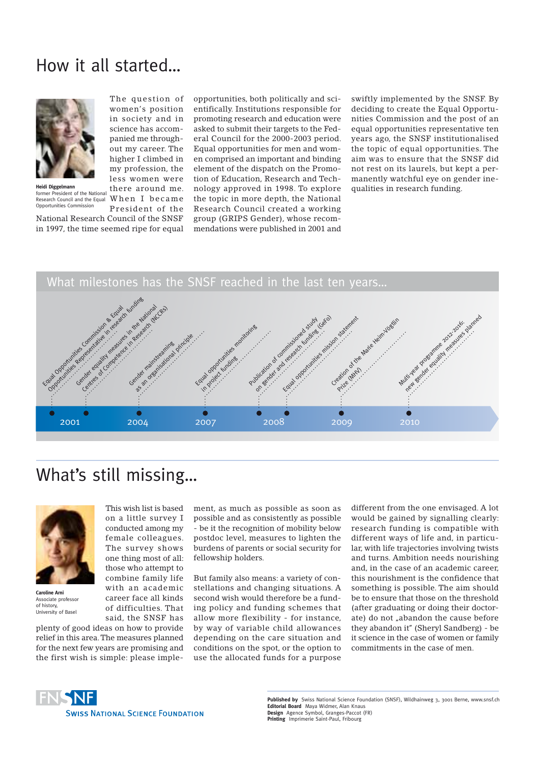# How it all started...

**Heidi Diggelmann**
former President of the National Research Council and the Equal Opportunities Commission

The question of women's position in society and in science has accompanied me throughout my career. The higher I climbed in my profession, the less women were there around me. When I became President of the National Research Council of the SNSF in 1997, the time seemed ripe for equal opportunities, both politically and scientifically. Institutions responsible for promoting research and education were asked to submit their targets to the Federal Council for the 2000-2003 period. Equal opportunities for men and women comprised an important and binding element of the dispatch on the Promotion of Education, Research and Technology approved in 1998. To explore the topic in more depth, the National Research Council created a working group (GRIPS Gender), whose recommendations were published in 2001 and swiftly implemented by the SNSF. By deciding to create the Equal Opportunities Commission and the post of an equal opportunities representative ten years ago, the SNSF institutionalised the topic of equal opportunities. The aim was to ensure that the SNSF did not rest on its laurels, but kept a permanently watchful eye on gender inequalities in research funding.

## What milestones has the SNSF reached in the last ten years...

2001
Equal Opportunities Commission & Equal Opportunities Representative in research funding
Gender equality measures in the National Centres of Competence in Research (NCCRs)

2004
Gender mainstreaming as an organisational principle

2007
Equal opportunities monitoring in project funding

2008
Publication of commissioned study on gender and research funding (GeFo)
Equal opportunities mission statement

2009
Creation of the Marie Heim-Vögtlin Prize (MHV)

2010
Multi-year programme 2012-2016: new gender equality measures planned

# What's still missing...

**Caroline Arni**
Associate professor of history, University of Basel

This wish list is based on a little survey I conducted among my female colleagues. The survey shows one thing most of all: those who attempt to combine family life with an academic career face all kinds of difficulties. That said, the SNSF has plenty of good ideas on how to provide relief in this area. The measures planned for the next few years are promising and the first wish is simple: please implement, as much as possible as soon as possible and as consistently as possible - be it the recognition of mobility below postdoc level, measures to lighten the burdens of parents or social security for fellowship holders.

But family also means: a variety of constellations and changing situations. A second wish would therefore be a funding policy and funding schemes that allow more flexibility - for instance, by way of variable child allowances depending on the care situation and conditions on the spot, or the option to use the allocated funds for a purpose different from the one envisaged. A lot would be gained by signalling clearly: research funding is compatible with different ways of life and, in particular, with life trajectories involving twists and turns. Ambition needs nourishing and, in the case of an academic career, this nourishment is the confidence that something is possible. The aim should be to ensure that those on the threshold (after graduating or doing their doctorate) do not „abandon the cause before they abandon it" (Sheryl Sandberg) - be it science in the case of women or family commitments in the case of men.

FNSNF
SWISS NATIONAL SCIENCE FOUNDATION

**Published by** Swiss National Science Foundation (SNSF), Wildhainweg 3, 3001 Berne, www.snsf.ch
**Editorial Board** Maya Widmer, Alan Knaus
**Design** Agence Symbol, Granges-Paccot (FR)
**Printing** Imprimerie Saint-Paul, Fribourg